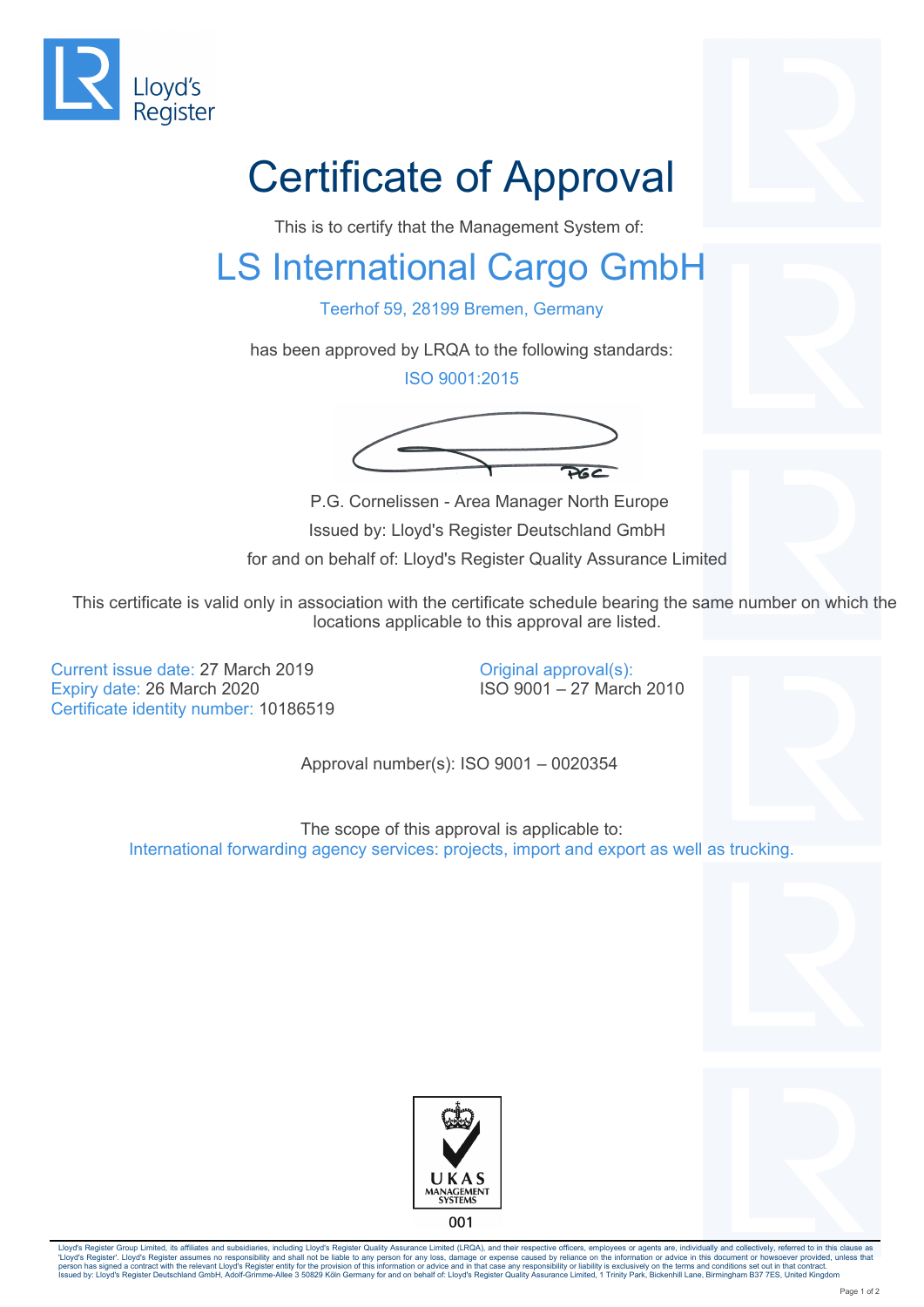Lloyd's Register

# Certificate of Approval

This is to certify that the Management System of:

## LS International Cargo GmbH

Teerhof 59, 28199 Bremen, Germany

has been approved by LRQA to the following standards:

ISO 9001:2015

P.G. Cornelissen - Area Manager North Europe

Issued by: Lloyd's Register Deutschland GmbH

for and on behalf of: Lloyd's Register Quality Assurance Limited

This certificate is valid only in association with the certificate schedule bearing the same number on which the locations applicable to this approval are listed.

Current issue date: 27 March 2019
Expiry date: 26 March 2020
Certificate identity number: 10186519

Original approval(s):
ISO 9001 – 27 March 2010

Approval number(s): ISO 9001 – 0020354

The scope of this approval is applicable to:
International forwarding agency services: projects, import and export as well as trucking.

UKAS MANAGEMENT SYSTEMS
001

Lloyd's Register Group Limited, its affiliates and subsidiaries, including Lloyd's Register Quality Assurance Limited (LRQA), and their respective officers, employees or agents are, individually and collectively, referred to in this clause as 'Lloyd's Register'. Lloyd's Register assumes no responsibility and shall not be liable to any person for any loss, damage or expense caused by reliance on the information or advice in this document or howsoever provided, unless that person has signed a contract with the relevant Lloyd's Register entity for the provision of this information or advice and in that case any responsibility or liability is exclusively on the terms and conditions set out in that contract.
Issued by: Lloyd's Register Deutschland GmbH, Adolf-Grimme-Allee 3 50829 Köln Germany for and on behalf of: Lloyd's Register Quality Assurance Limited, 1 Trinity Park, Bickenhill Lane, Birmingham B37 7ES, United Kingdom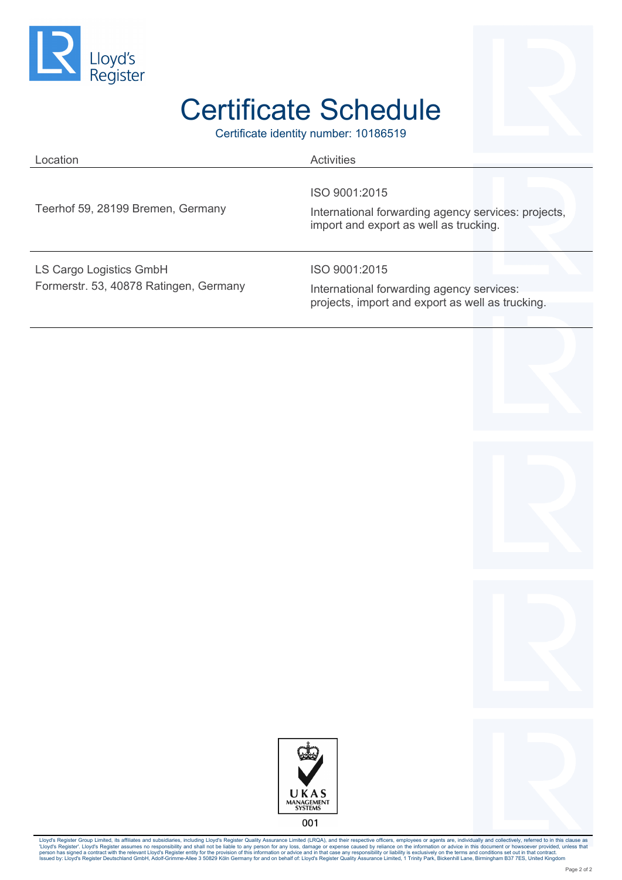Lloyd's Register

# Certificate Schedule

Certificate identity number: 10186519

| Location | Activities |
| --- | --- |
| Teerhof 59, 28199 Bremen, Germany | ISO 9001:2015<br>International forwarding agency services: projects, import and export as well as trucking. |
| LS Cargo Logistics GmbH<br>Formerstr. 53, 40878 Ratingen, Germany | ISO 9001:2015<br>International forwarding agency services: projects, import and export as well as trucking. |

UKAS MANAGEMENT SYSTEMS

001

Lloyd's Register Group Limited, its affiliates and subsidiaries, including Lloyd's Register Quality Assurance Limited (LRQA), and their respective officers, employees or agents are, individually and collectively, referred to in this clause as 'Lloyd's Register'. Lloyd's Register assumes no responsibility and shall not be liable to any person for any loss, damage or expense caused by reliance on the information or advice in this document or howsoever provided, unless that person has signed a contract with the relevant Lloyd's Register entity for the provision of this information or advice and in that case any responsibility or liability is exclusively on the terms and conditions set out in that contract.
Issued by: Lloyd's Register Deutschland GmbH, Adolf-Grimme-Allee 3 50829 Köln Germany for and on behalf of: Lloyd's Register Quality Assurance Limited, 1 Trinity Park, Bickenhill Lane, Birmingham B37 7ES, United Kingdom